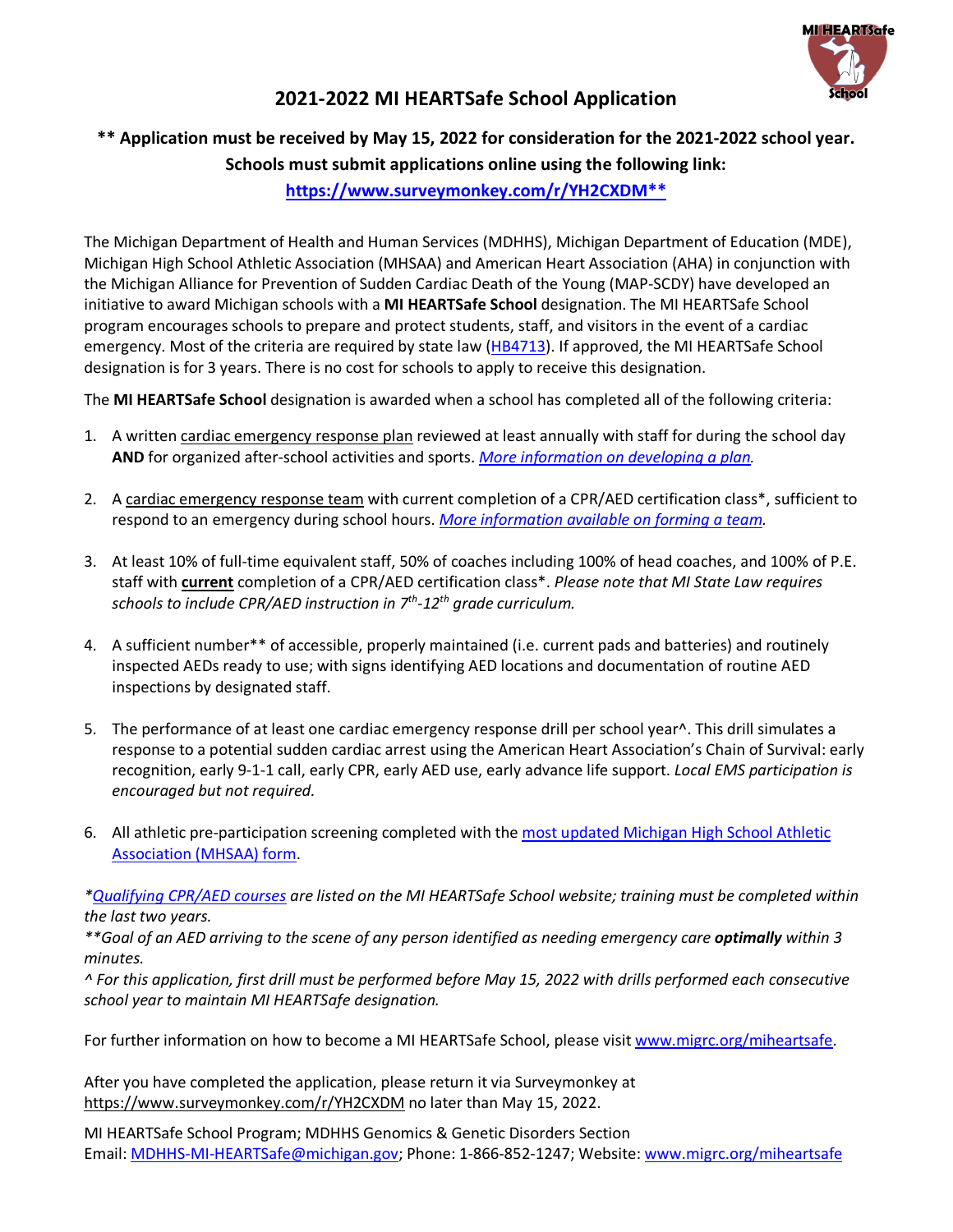# 2021-2022 MI HEARTSafe School Application

**\*\* Application must be received by May 15, 2022 for consideration for the 2021-2022 school year. Schools must submit applications online using the following link: https://www.surveymonkey.com/r/YH2CXDM\*\***

The Michigan Department of Health and Human Services (MDHHS), Michigan Department of Education (MDE), Michigan High School Athletic Association (MHSAA) and American Heart Association (AHA) in conjunction with the Michigan Alliance for Prevention of Sudden Cardiac Death of the Young (MAP-SCDY) have developed an initiative to award Michigan schools with a **MI HEARTSafe School** designation. The MI HEARTSafe School program encourages schools to prepare and protect students, staff, and visitors in the event of a cardiac emergency. Most of the criteria are required by state law (HB4713). If approved, the MI HEARTSafe School designation is for 3 years. There is no cost for schools to apply to receive this designation.

The **MI HEARTSafe School** designation is awarded when a school has completed all of the following criteria:

1. A written cardiac emergency response plan reviewed at least annually with staff for during the school day **AND** for organized after-school activities and sports. *More information on developing a plan.*

2. A cardiac emergency response team with current completion of a CPR/AED certification class*, sufficient to respond to an emergency during school hours. *More information available on forming a team.*

3. At least 10% of full-time equivalent staff, 50% of coaches including 100% of head coaches, and 100% of P.E. staff with **current** completion of a CPR/AED certification class*. *Please note that MI State Law requires schools to include CPR/AED instruction in 7th-12th grade curriculum.*

4. A sufficient number** of accessible, properly maintained (i.e. current pads and batteries) and routinely inspected AEDs ready to use; with signs identifying AED locations and documentation of routine AED inspections by designated staff.

5. The performance of at least one cardiac emergency response drill per school year^. This drill simulates a response to a potential sudden cardiac arrest using the American Heart Association's Chain of Survival: early recognition, early 9-1-1 call, early CPR, early AED use, early advance life support. *Local EMS participation is encouraged but not required.*

6. All athletic pre-participation screening completed with the most updated Michigan High School Athletic Association (MHSAA) form.

*\*Qualifying CPR/AED courses are listed on the MI HEARTSafe School website; training must be completed within the last two years.*

*\*\*Goal of an AED arriving to the scene of any person identified as needing emergency care **optimally** within 3 minutes.*

*^ For this application, first drill must be performed before May 15, 2022 with drills performed each consecutive school year to maintain MI HEARTSafe designation.*

For further information on how to become a MI HEARTSafe School, please visit www.migrc.org/miheartsafe.

After you have completed the application, please return it via Surveymonkey at https://www.surveymonkey.com/r/YH2CXDM no later than May 15, 2022.

MI HEARTSafe School Program; MDHHS Genomics & Genetic Disorders Section
Email: MDHHS-MI-HEARTSafe@michigan.gov; Phone: 1-866-852-1247; Website: www.migrc.org/miheartsafe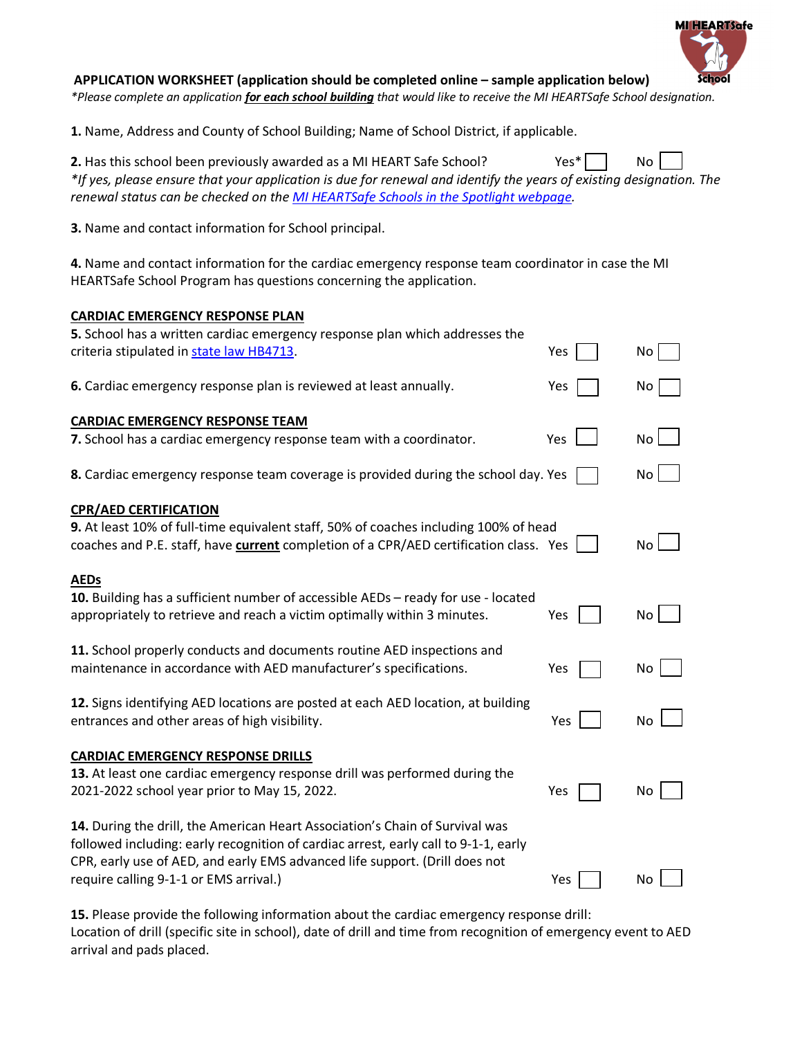MI HEARTSafe School

**APPLICATION WORKSHEET (application should be completed online – sample application below)**

*\*Please complete an application* ***for each school building*** *that would like to receive the MI HEARTSafe School designation.*

**1.** Name, Address and County of School Building; Name of School District, if applicable.

**2.** Has this school been previously awarded as a MI HEART Safe School? Yes* ☐ No ☐

*\*If yes, please ensure that your application is due for renewal and identify the years of existing designation. The renewal status can be checked on the [MI HEARTSafe Schools in the Spotlight webpage](MI HEARTSafe Schools in the Spotlight webpage).*

**3.** Name and contact information for School principal.

**4.** Name and contact information for the cardiac emergency response team coordinator in case the MI HEARTSafe School Program has questions concerning the application.

**CARDIAC EMERGENCY RESPONSE PLAN**

**5.** School has a written cardiac emergency response plan which addresses the criteria stipulated in [state law HB4713](state law HB4713). Yes ☐ No ☐

**6.** Cardiac emergency response plan is reviewed at least annually. Yes ☐ No ☐

**CARDIAC EMERGENCY RESPONSE TEAM**

**7.** School has a cardiac emergency response team with a coordinator. Yes ☐ No ☐

**8.** Cardiac emergency response team coverage is provided during the school day. Yes ☐ No ☐

**CPR/AED CERTIFICATION**

**9.** At least 10% of full-time equivalent staff, 50% of coaches including 100% of head coaches and P.E. staff, have **current** completion of a CPR/AED certification class. Yes ☐ No ☐

**AEDs**

**10.** Building has a sufficient number of accessible AEDs – ready for use - located appropriately to retrieve and reach a victim optimally within 3 minutes. Yes ☐ No ☐

**11.** School properly conducts and documents routine AED inspections and maintenance in accordance with AED manufacturer's specifications. Yes ☐ No ☐

**12.** Signs identifying AED locations are posted at each AED location, at building entrances and other areas of high visibility. Yes ☐ No ☐

**CARDIAC EMERGENCY RESPONSE DRILLS**

**13.** At least one cardiac emergency response drill was performed during the 2021-2022 school year prior to May 15, 2022. Yes ☐ No ☐

**14.** During the drill, the American Heart Association's Chain of Survival was followed including: early recognition of cardiac arrest, early call to 9-1-1, early CPR, early use of AED, and early EMS advanced life support. (Drill does not require calling 9-1-1 or EMS arrival.) Yes ☐ No ☐

**15.** Please provide the following information about the cardiac emergency response drill: Location of drill (specific site in school), date of drill and time from recognition of emergency event to AED arrival and pads placed.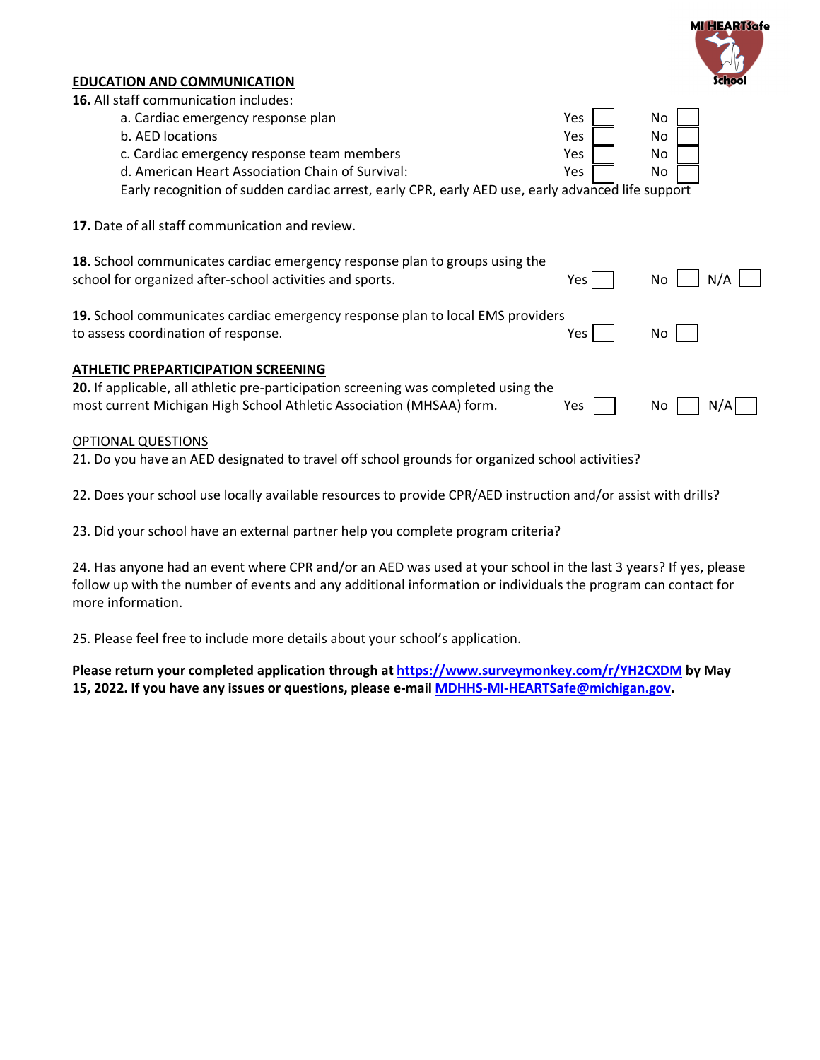## EDUCATION AND COMMUNICATION

**16.** All staff communication includes:

- a. Cardiac emergency response plan — Yes ☐ No ☐
- b. AED locations — Yes ☐ No ☐
- c. Cardiac emergency response team members — Yes ☐ No ☐
- d. American Heart Association Chain of Survival: — Yes ☐ No ☐

  Early recognition of sudden cardiac arrest, early CPR, early AED use, early advanced life support

**17.** Date of all staff communication and review.

**18.** School communicates cardiac emergency response plan to groups using the school for organized after-school activities and sports. — Yes ☐ No ☐ N/A ☐

**19.** School communicates cardiac emergency response plan to local EMS providers to assess coordination of response. — Yes ☐ No ☐

## ATHLETIC PREPARTICIPATION SCREENING

**20.** If applicable, all athletic pre-participation screening was completed using the most current Michigan High School Athletic Association (MHSAA) form. — Yes ☐ No ☐ N/A ☐

## OPTIONAL QUESTIONS

21. Do you have an AED designated to travel off school grounds for organized school activities?

22. Does your school use locally available resources to provide CPR/AED instruction and/or assist with drills?

23. Did your school have an external partner help you complete program criteria?

24. Has anyone had an event where CPR and/or an AED was used at your school in the last 3 years? If yes, please follow up with the number of events and any additional information or individuals the program can contact for more information.

25. Please feel free to include more details about your school's application.

**Please return your completed application through at [https://www.surveymonkey.com/r/YH2CXDM](https://www.surveymonkey.com/r/YH2CXDM) by May 15, 2022. If you have any issues or questions, please e-mail [MDHHS-MI-HEARTSafe@michigan.gov](mailto:MDHHS-MI-HEARTSafe@michigan.gov).**